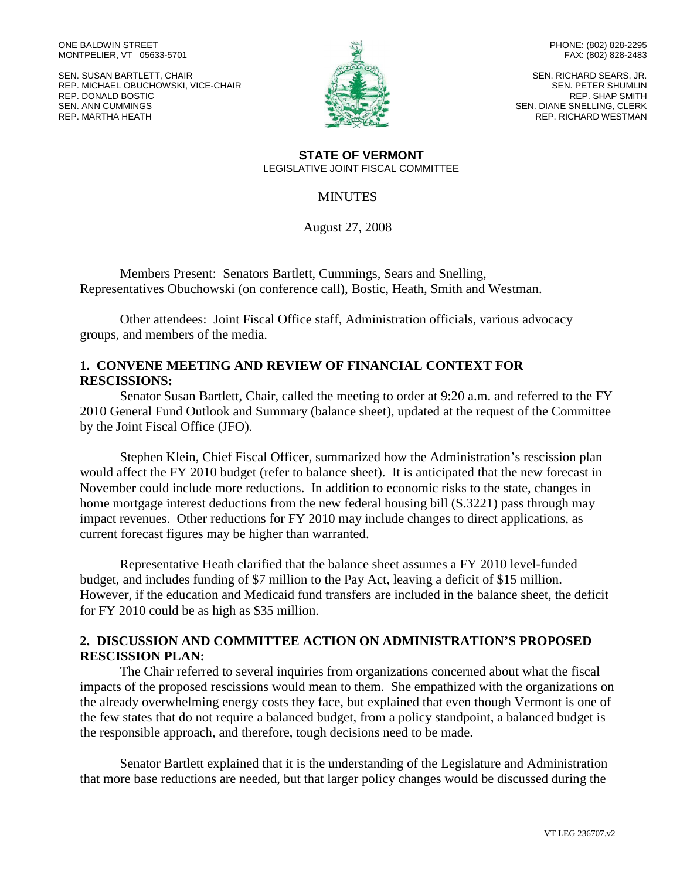ONE BALDWIN STREET
MONTPELIER, VT 05633-5701

PHONE: (802) 828-2295
FAX: (802) 828-2483

SEN. SUSAN BARTLETT, CHAIR
REP. MICHAEL OBUCHOWSKI, VICE-CHAIR
REP. DONALD BOSTIC
SEN. ANN CUMMINGS
REP. MARTHA HEATH

SEN. RICHARD SEARS, JR.
SEN. PETER SHUMLIN
REP. SHAP SMITH
SEN. DIANE SNELLING, CLERK
REP. RICHARD WESTMAN

**STATE OF VERMONT**
LEGISLATIVE JOINT FISCAL COMMITTEE

MINUTES

August 27, 2008

Members Present: Senators Bartlett, Cummings, Sears and Snelling, Representatives Obuchowski (on conference call), Bostic, Heath, Smith and Westman.

Other attendees: Joint Fiscal Office staff, Administration officials, various advocacy groups, and members of the media.

## 1. CONVENE MEETING AND REVIEW OF FINANCIAL CONTEXT FOR RESCISSIONS:

Senator Susan Bartlett, Chair, called the meeting to order at 9:20 a.m. and referred to the FY 2010 General Fund Outlook and Summary (balance sheet), updated at the request of the Committee by the Joint Fiscal Office (JFO).

Stephen Klein, Chief Fiscal Officer, summarized how the Administration's rescission plan would affect the FY 2010 budget (refer to balance sheet). It is anticipated that the new forecast in November could include more reductions. In addition to economic risks to the state, changes in home mortgage interest deductions from the new federal housing bill (S.3221) pass through may impact revenues. Other reductions for FY 2010 may include changes to direct applications, as current forecast figures may be higher than warranted.

Representative Heath clarified that the balance sheet assumes a FY 2010 level-funded budget, and includes funding of $7 million to the Pay Act, leaving a deficit of $15 million. However, if the education and Medicaid fund transfers are included in the balance sheet, the deficit for FY 2010 could be as high as $35 million.

## 2. DISCUSSION AND COMMITTEE ACTION ON ADMINISTRATION'S PROPOSED RESCISSION PLAN:

The Chair referred to several inquiries from organizations concerned about what the fiscal impacts of the proposed rescissions would mean to them. She empathized with the organizations on the already overwhelming energy costs they face, but explained that even though Vermont is one of the few states that do not require a balanced budget, from a policy standpoint, a balanced budget is the responsible approach, and therefore, tough decisions need to be made.

Senator Bartlett explained that it is the understanding of the Legislature and Administration that more base reductions are needed, but that larger policy changes would be discussed during the

VT LEG 236707.v2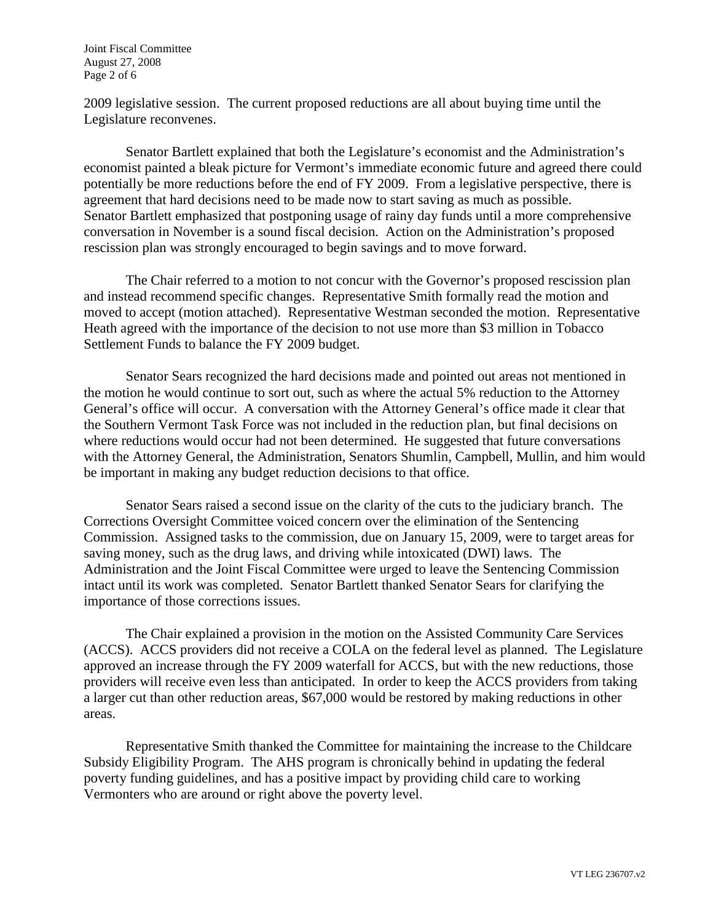2009 legislative session. The current proposed reductions are all about buying time until the Legislature reconvenes.

Senator Bartlett explained that both the Legislature's economist and the Administration's economist painted a bleak picture for Vermont's immediate economic future and agreed there could potentially be more reductions before the end of FY 2009. From a legislative perspective, there is agreement that hard decisions need to be made now to start saving as much as possible. Senator Bartlett emphasized that postponing usage of rainy day funds until a more comprehensive conversation in November is a sound fiscal decision. Action on the Administration's proposed rescission plan was strongly encouraged to begin savings and to move forward.

The Chair referred to a motion to not concur with the Governor's proposed rescission plan and instead recommend specific changes. Representative Smith formally read the motion and moved to accept (motion attached). Representative Westman seconded the motion. Representative Heath agreed with the importance of the decision to not use more than $3 million in Tobacco Settlement Funds to balance the FY 2009 budget.

Senator Sears recognized the hard decisions made and pointed out areas not mentioned in the motion he would continue to sort out, such as where the actual 5% reduction to the Attorney General's office will occur. A conversation with the Attorney General's office made it clear that the Southern Vermont Task Force was not included in the reduction plan, but final decisions on where reductions would occur had not been determined. He suggested that future conversations with the Attorney General, the Administration, Senators Shumlin, Campbell, Mullin, and him would be important in making any budget reduction decisions to that office.

Senator Sears raised a second issue on the clarity of the cuts to the judiciary branch. The Corrections Oversight Committee voiced concern over the elimination of the Sentencing Commission. Assigned tasks to the commission, due on January 15, 2009, were to target areas for saving money, such as the drug laws, and driving while intoxicated (DWI) laws. The Administration and the Joint Fiscal Committee were urged to leave the Sentencing Commission intact until its work was completed. Senator Bartlett thanked Senator Sears for clarifying the importance of those corrections issues.

The Chair explained a provision in the motion on the Assisted Community Care Services (ACCS). ACCS providers did not receive a COLA on the federal level as planned. The Legislature approved an increase through the FY 2009 waterfall for ACCS, but with the new reductions, those providers will receive even less than anticipated. In order to keep the ACCS providers from taking a larger cut than other reduction areas, $67,000 would be restored by making reductions in other areas.

Representative Smith thanked the Committee for maintaining the increase to the Childcare Subsidy Eligibility Program. The AHS program is chronically behind in updating the federal poverty funding guidelines, and has a positive impact by providing child care to working Vermonters who are around or right above the poverty level.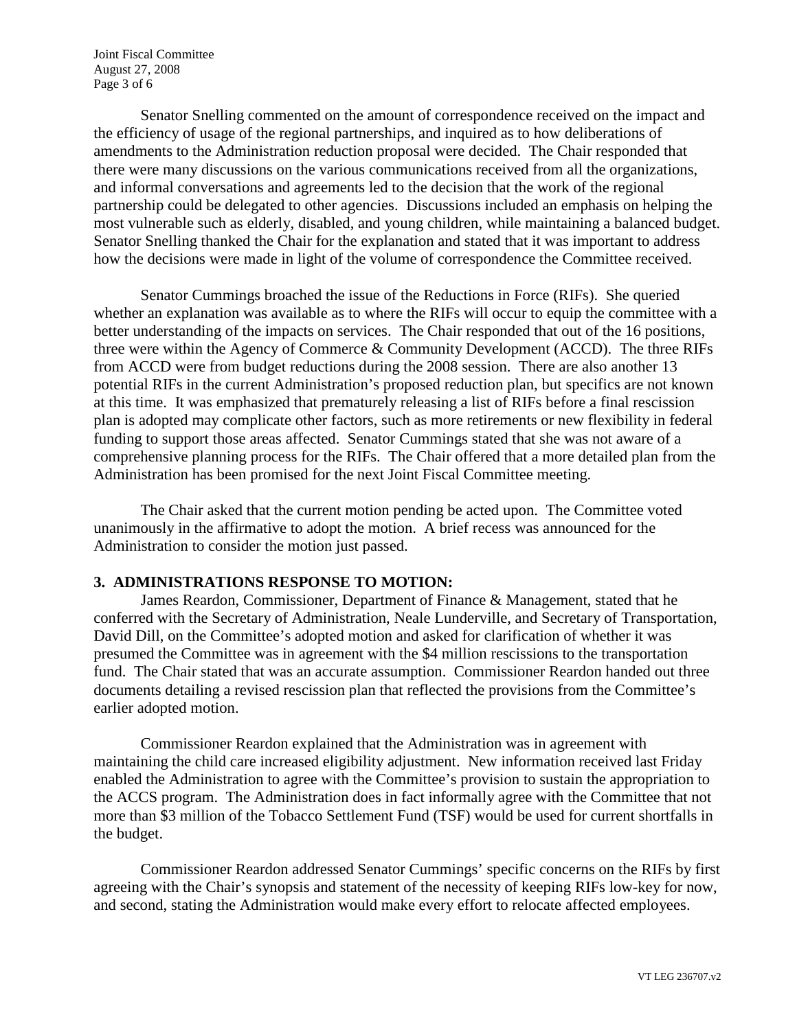Senator Snelling commented on the amount of correspondence received on the impact and the efficiency of usage of the regional partnerships, and inquired as to how deliberations of amendments to the Administration reduction proposal were decided. The Chair responded that there were many discussions on the various communications received from all the organizations, and informal conversations and agreements led to the decision that the work of the regional partnership could be delegated to other agencies. Discussions included an emphasis on helping the most vulnerable such as elderly, disabled, and young children, while maintaining a balanced budget. Senator Snelling thanked the Chair for the explanation and stated that it was important to address how the decisions were made in light of the volume of correspondence the Committee received.

Senator Cummings broached the issue of the Reductions in Force (RIFs). She queried whether an explanation was available as to where the RIFs will occur to equip the committee with a better understanding of the impacts on services. The Chair responded that out of the 16 positions, three were within the Agency of Commerce & Community Development (ACCD). The three RIFs from ACCD were from budget reductions during the 2008 session. There are also another 13 potential RIFs in the current Administration's proposed reduction plan, but specifics are not known at this time. It was emphasized that prematurely releasing a list of RIFs before a final rescission plan is adopted may complicate other factors, such as more retirements or new flexibility in federal funding to support those areas affected. Senator Cummings stated that she was not aware of a comprehensive planning process for the RIFs. The Chair offered that a more detailed plan from the Administration has been promised for the next Joint Fiscal Committee meeting.

The Chair asked that the current motion pending be acted upon. The Committee voted unanimously in the affirmative to adopt the motion. A brief recess was announced for the Administration to consider the motion just passed.

**3. ADMINISTRATIONS RESPONSE TO MOTION:**

James Reardon, Commissioner, Department of Finance & Management, stated that he conferred with the Secretary of Administration, Neale Lunderville, and Secretary of Transportation, David Dill, on the Committee's adopted motion and asked for clarification of whether it was presumed the Committee was in agreement with the $4 million rescissions to the transportation fund. The Chair stated that was an accurate assumption. Commissioner Reardon handed out three documents detailing a revised rescission plan that reflected the provisions from the Committee's earlier adopted motion.

Commissioner Reardon explained that the Administration was in agreement with maintaining the child care increased eligibility adjustment. New information received last Friday enabled the Administration to agree with the Committee's provision to sustain the appropriation to the ACCS program. The Administration does in fact informally agree with the Committee that not more than $3 million of the Tobacco Settlement Fund (TSF) would be used for current shortfalls in the budget.

Commissioner Reardon addressed Senator Cummings' specific concerns on the RIFs by first agreeing with the Chair's synopsis and statement of the necessity of keeping RIFs low-key for now, and second, stating the Administration would make every effort to relocate affected employees.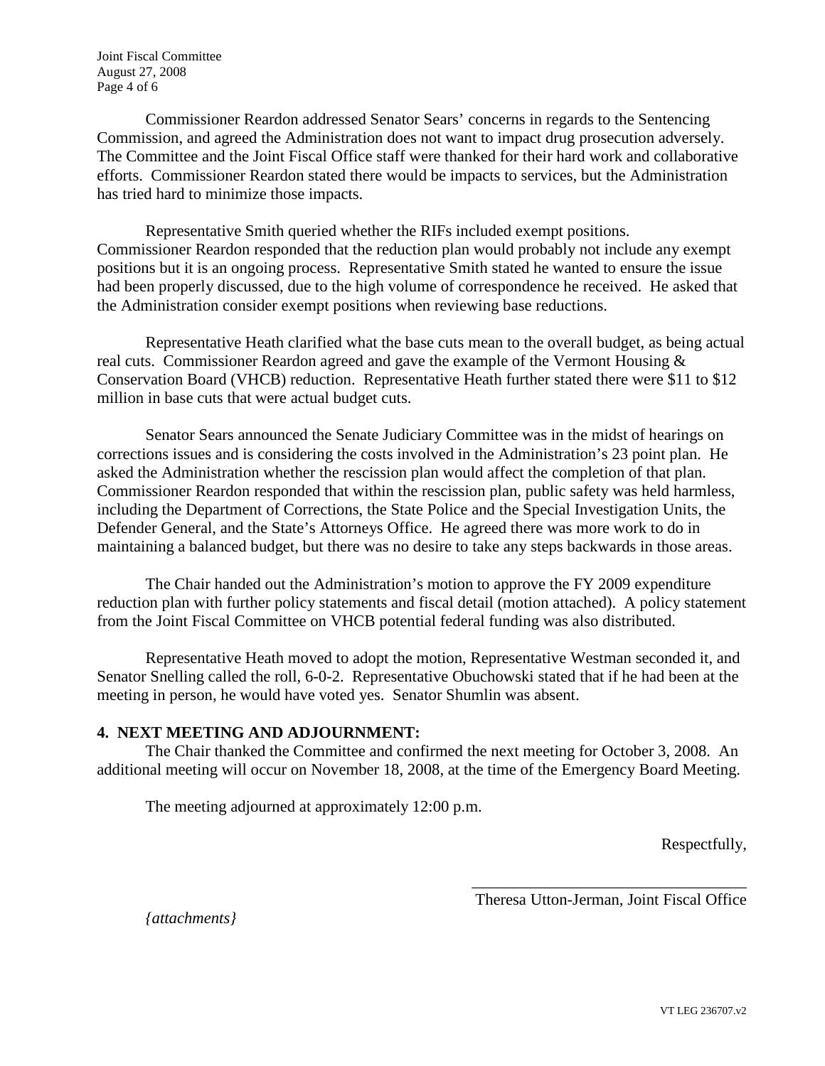Commissioner Reardon addressed Senator Sears' concerns in regards to the Sentencing Commission, and agreed the Administration does not want to impact drug prosecution adversely. The Committee and the Joint Fiscal Office staff were thanked for their hard work and collaborative efforts. Commissioner Reardon stated there would be impacts to services, but the Administration has tried hard to minimize those impacts.

Representative Smith queried whether the RIFs included exempt positions. Commissioner Reardon responded that the reduction plan would probably not include any exempt positions but it is an ongoing process. Representative Smith stated he wanted to ensure the issue had been properly discussed, due to the high volume of correspondence he received. He asked that the Administration consider exempt positions when reviewing base reductions.

Representative Heath clarified what the base cuts mean to the overall budget, as being actual real cuts. Commissioner Reardon agreed and gave the example of the Vermont Housing & Conservation Board (VHCB) reduction. Representative Heath further stated there were $11 to $12 million in base cuts that were actual budget cuts.

Senator Sears announced the Senate Judiciary Committee was in the midst of hearings on corrections issues and is considering the costs involved in the Administration's 23 point plan. He asked the Administration whether the rescission plan would affect the completion of that plan. Commissioner Reardon responded that within the rescission plan, public safety was held harmless, including the Department of Corrections, the State Police and the Special Investigation Units, the Defender General, and the State's Attorneys Office. He agreed there was more work to do in maintaining a balanced budget, but there was no desire to take any steps backwards in those areas.

The Chair handed out the Administration's motion to approve the FY 2009 expenditure reduction plan with further policy statements and fiscal detail (motion attached). A policy statement from the Joint Fiscal Committee on VHCB potential federal funding was also distributed.

Representative Heath moved to adopt the motion, Representative Westman seconded it, and Senator Snelling called the roll, 6-0-2. Representative Obuchowski stated that if he had been at the meeting in person, he would have voted yes. Senator Shumlin was absent.

**4. NEXT MEETING AND ADJOURNMENT:**

The Chair thanked the Committee and confirmed the next meeting for October 3, 2008. An additional meeting will occur on November 18, 2008, at the time of the Emergency Board Meeting.

The meeting adjourned at approximately 12:00 p.m.

Respectfully,

\_\_\_\_\_\_\_\_\_\_\_\_\_\_\_\_\_\_\_\_\_\_\_\_\_\_\_\_\_\_\_\_\_\_\_\_

Theresa Utton-Jerman, Joint Fiscal Office

*{attachments}*

VT LEG 236707.v2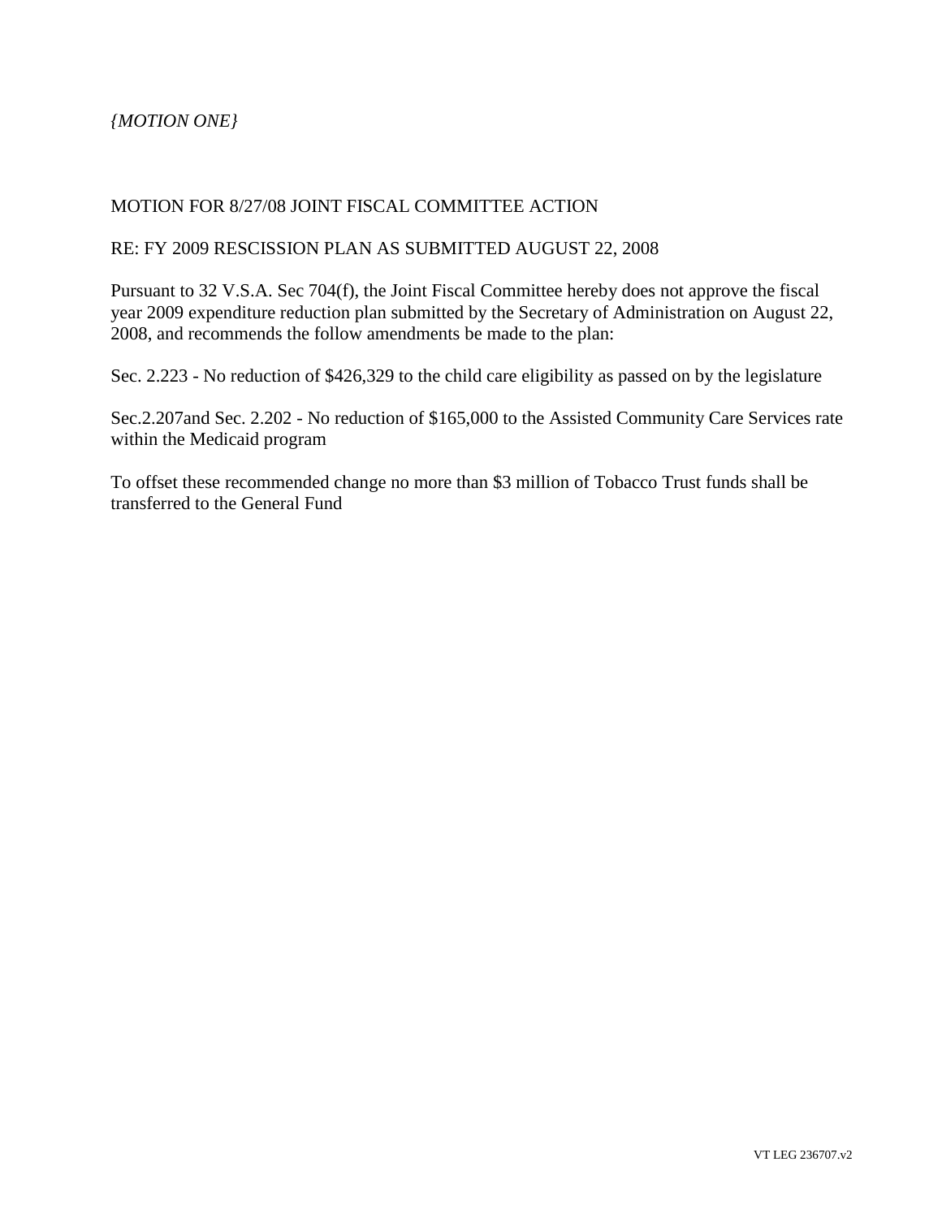*{MOTION ONE}*

MOTION FOR 8/27/08 JOINT FISCAL COMMITTEE ACTION

RE: FY 2009 RESCISSION PLAN AS SUBMITTED AUGUST 22, 2008

Pursuant to 32 V.S.A. Sec 704(f), the Joint Fiscal Committee hereby does not approve the fiscal year 2009 expenditure reduction plan submitted by the Secretary of Administration on August 22, 2008, and recommends the follow amendments be made to the plan:

Sec. 2.223 - No reduction of $426,329 to the child care eligibility as passed on by the legislature

Sec.2.207and Sec. 2.202 - No reduction of $165,000 to the Assisted Community Care Services rate within the Medicaid program

To offset these recommended change no more than $3 million of Tobacco Trust funds shall be transferred to the General Fund

VT LEG 236707.v2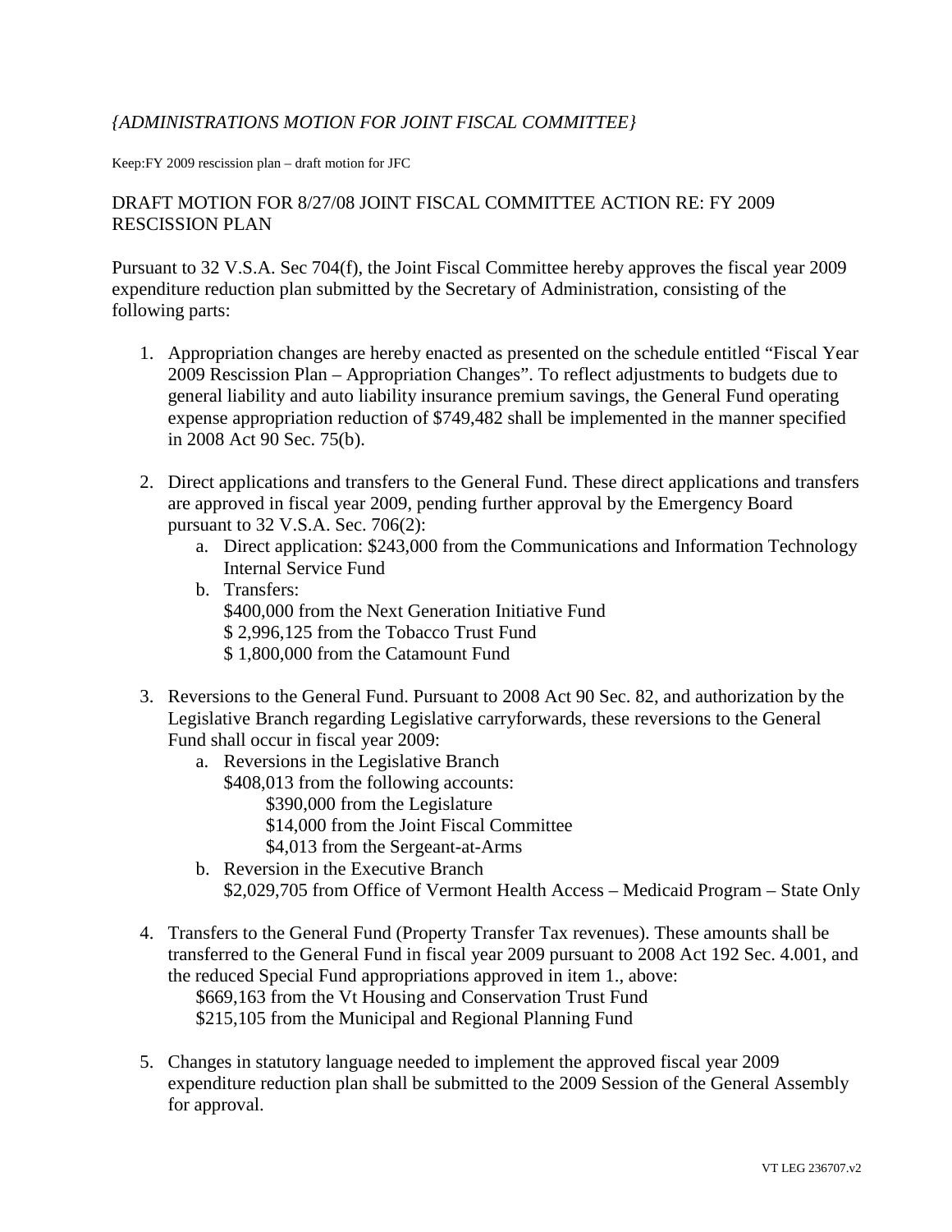*{ADMINISTRATIONS MOTION FOR JOINT FISCAL COMMITTEE}*

Keep:FY 2009 rescission plan – draft motion for JFC

DRAFT MOTION FOR 8/27/08 JOINT FISCAL COMMITTEE ACTION RE: FY 2009 RESCISSION PLAN

Pursuant to 32 V.S.A. Sec 704(f), the Joint Fiscal Committee hereby approves the fiscal year 2009 expenditure reduction plan submitted by the Secretary of Administration, consisting of the following parts:

1. Appropriation changes are hereby enacted as presented on the schedule entitled "Fiscal Year 2009 Rescission Plan – Appropriation Changes". To reflect adjustments to budgets due to general liability and auto liability insurance premium savings, the General Fund operating expense appropriation reduction of $749,482 shall be implemented in the manner specified in 2008 Act 90 Sec. 75(b).

2. Direct applications and transfers to the General Fund. These direct applications and transfers are approved in fiscal year 2009, pending further approval by the Emergency Board pursuant to 32 V.S.A. Sec. 706(2):
   a. Direct application: $243,000 from the Communications and Information Technology Internal Service Fund
   b. Transfers:
      $400,000 from the Next Generation Initiative Fund
      $ 2,996,125 from the Tobacco Trust Fund
      $ 1,800,000 from the Catamount Fund

3. Reversions to the General Fund. Pursuant to 2008 Act 90 Sec. 82, and authorization by the Legislative Branch regarding Legislative carryforwards, these reversions to the General Fund shall occur in fiscal year 2009:
   a. Reversions in the Legislative Branch
      $408,013 from the following accounts:
         $390,000 from the Legislature
         $14,000 from the Joint Fiscal Committee
         $4,013 from the Sergeant-at-Arms
   b. Reversion in the Executive Branch
      $2,029,705 from Office of Vermont Health Access – Medicaid Program – State Only

4. Transfers to the General Fund (Property Transfer Tax revenues). These amounts shall be transferred to the General Fund in fiscal year 2009 pursuant to 2008 Act 192 Sec. 4.001, and the reduced Special Fund appropriations approved in item 1., above:
   $669,163 from the Vt Housing and Conservation Trust Fund
   $215,105 from the Municipal and Regional Planning Fund

5. Changes in statutory language needed to implement the approved fiscal year 2009 expenditure reduction plan shall be submitted to the 2009 Session of the General Assembly for approval.

VT LEG 236707.v2